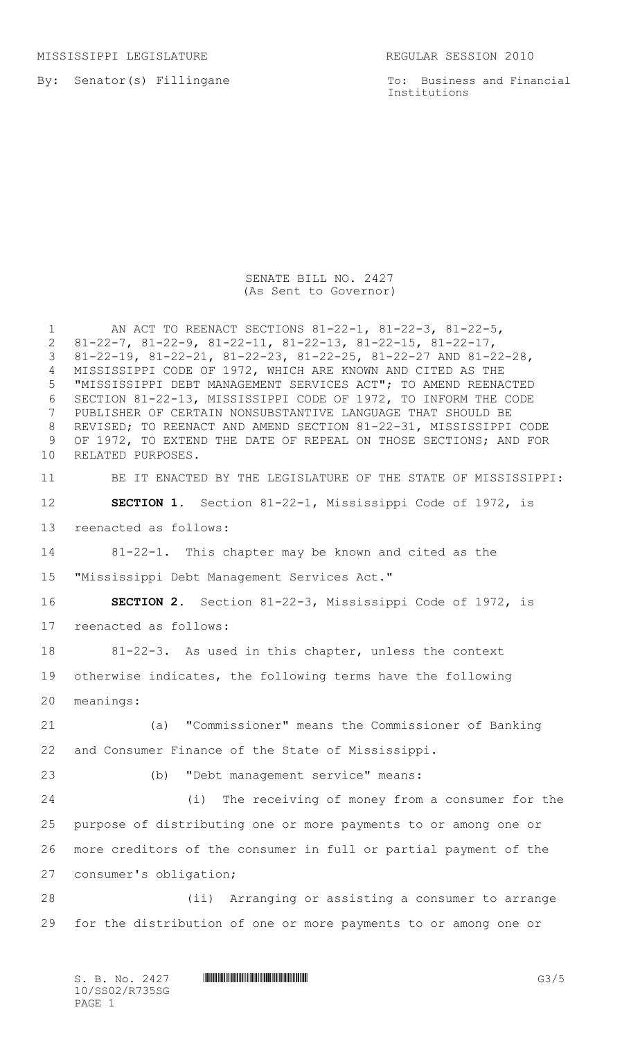MISSISSIPPI LEGISLATURE REGULAR SESSION 2010

By: Senator(s) Fillingane

To: Business and Financial Institutions

SENATE BILL NO. 2427
(As Sent to Governor)

AN ACT TO REENACT SECTIONS 81-22-1, 81-22-3, 81-22-5, 81-22-7, 81-22-9, 81-22-11, 81-22-13, 81-22-15, 81-22-17, 81-22-19, 81-22-21, 81-22-23, 81-22-25, 81-22-27 AND 81-22-28, MISSISSIPPI CODE OF 1972, WHICH ARE KNOWN AND CITED AS THE "MISSISSIPPI DEBT MANAGEMENT SERVICES ACT"; TO AMEND REENACTED SECTION 81-22-13, MISSISSIPPI CODE OF 1972, TO INFORM THE CODE PUBLISHER OF CERTAIN NONSUBSTANTIVE LANGUAGE THAT SHOULD BE REVISED; TO REENACT AND AMEND SECTION 81-22-31, MISSISSIPPI CODE OF 1972, TO EXTEND THE DATE OF REPEAL ON THOSE SECTIONS; AND FOR RELATED PURPOSES.

BE IT ENACTED BY THE LEGISLATURE OF THE STATE OF MISSISSIPPI:

**SECTION 1.** Section 81-22-1, Mississippi Code of 1972, is reenacted as follows:

81-22-1. This chapter may be known and cited as the "Mississippi Debt Management Services Act."

**SECTION 2.** Section 81-22-3, Mississippi Code of 1972, is reenacted as follows:

81-22-3. As used in this chapter, unless the context otherwise indicates, the following terms have the following meanings:

(a) "Commissioner" means the Commissioner of Banking and Consumer Finance of the State of Mississippi.

(b) "Debt management service" means:

(i) The receiving of money from a consumer for the purpose of distributing one or more payments to or among one or more creditors of the consumer in full or partial payment of the consumer's obligation;

(ii) Arranging or assisting a consumer to arrange for the distribution of one or more payments to or among one or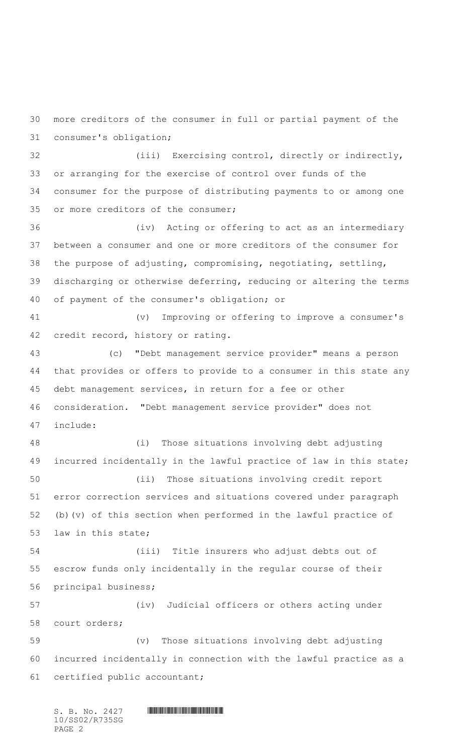more creditors of the consumer in full or partial payment of the consumer's obligation;

(iii) Exercising control, directly or indirectly, or arranging for the exercise of control over funds of the consumer for the purpose of distributing payments to or among one or more creditors of the consumer;

(iv) Acting or offering to act as an intermediary between a consumer and one or more creditors of the consumer for the purpose of adjusting, compromising, negotiating, settling, discharging or otherwise deferring, reducing or altering the terms of payment of the consumer's obligation; or

(v) Improving or offering to improve a consumer's credit record, history or rating.

(c) "Debt management service provider" means a person that provides or offers to provide to a consumer in this state any debt management services, in return for a fee or other consideration. "Debt management service provider" does not include:

(i) Those situations involving debt adjusting incurred incidentally in the lawful practice of law in this state;

(ii) Those situations involving credit report error correction services and situations covered under paragraph (b)(v) of this section when performed in the lawful practice of law in this state;

(iii) Title insurers who adjust debts out of escrow funds only incidentally in the regular course of their principal business;

(iv) Judicial officers or others acting under court orders;

(v) Those situations involving debt adjusting incurred incidentally in connection with the lawful practice as a certified public accountant;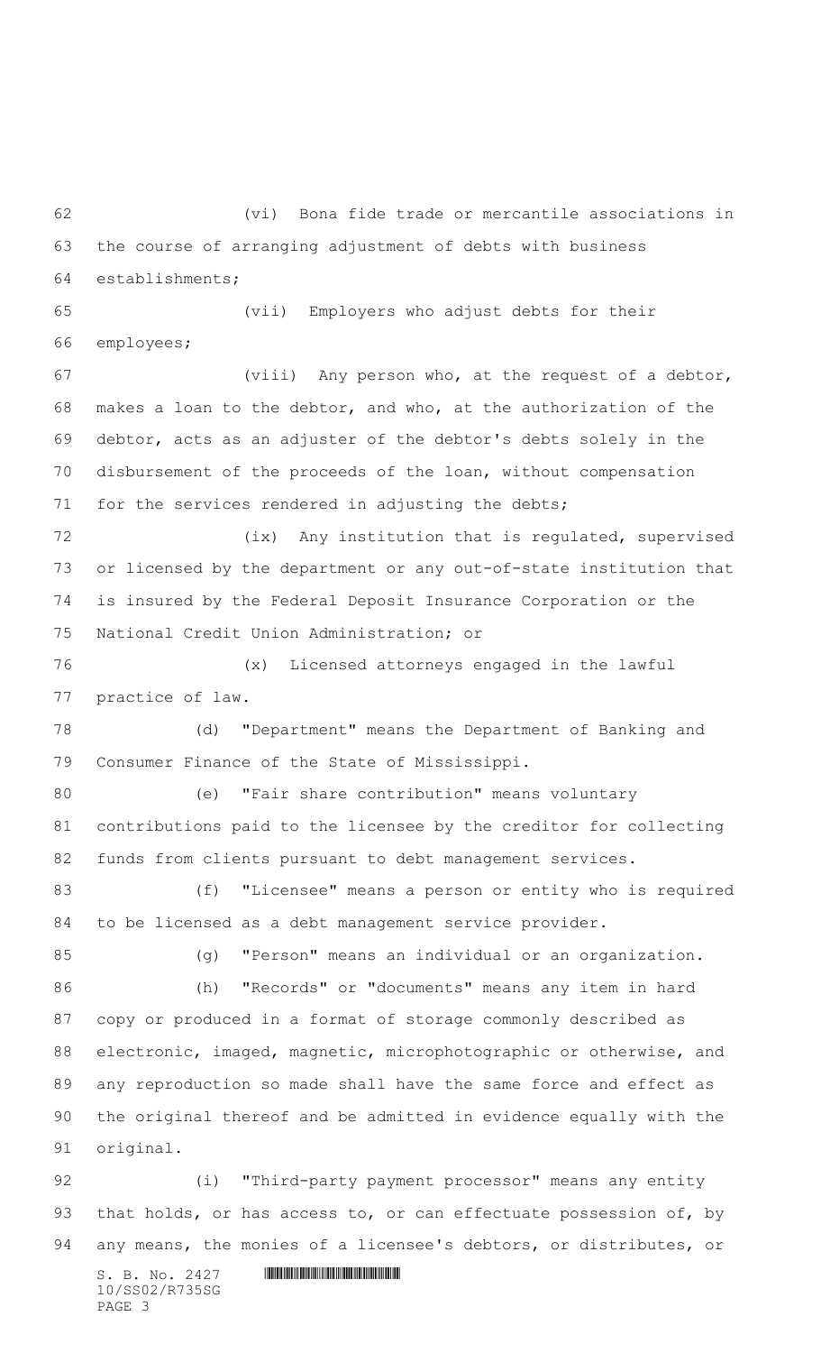(vi) Bona fide trade or mercantile associations in the course of arranging adjustment of debts with business establishments;

(vii) Employers who adjust debts for their employees;

(viii) Any person who, at the request of a debtor, makes a loan to the debtor, and who, at the authorization of the debtor, acts as an adjuster of the debtor's debts solely in the disbursement of the proceeds of the loan, without compensation for the services rendered in adjusting the debts;

(ix) Any institution that is regulated, supervised or licensed by the department or any out-of-state institution that is insured by the Federal Deposit Insurance Corporation or the National Credit Union Administration; or

(x) Licensed attorneys engaged in the lawful practice of law.

(d) "Department" means the Department of Banking and Consumer Finance of the State of Mississippi.

(e) "Fair share contribution" means voluntary contributions paid to the licensee by the creditor for collecting funds from clients pursuant to debt management services.

(f) "Licensee" means a person or entity who is required to be licensed as a debt management service provider.

(g) "Person" means an individual or an organization.

(h) "Records" or "documents" means any item in hard copy or produced in a format of storage commonly described as electronic, imaged, magnetic, microphotographic or otherwise, and any reproduction so made shall have the same force and effect as the original thereof and be admitted in evidence equally with the original.

(i) "Third-party payment processor" means any entity that holds, or has access to, or can effectuate possession of, by any means, the monies of a licensee's debtors, or distributes, or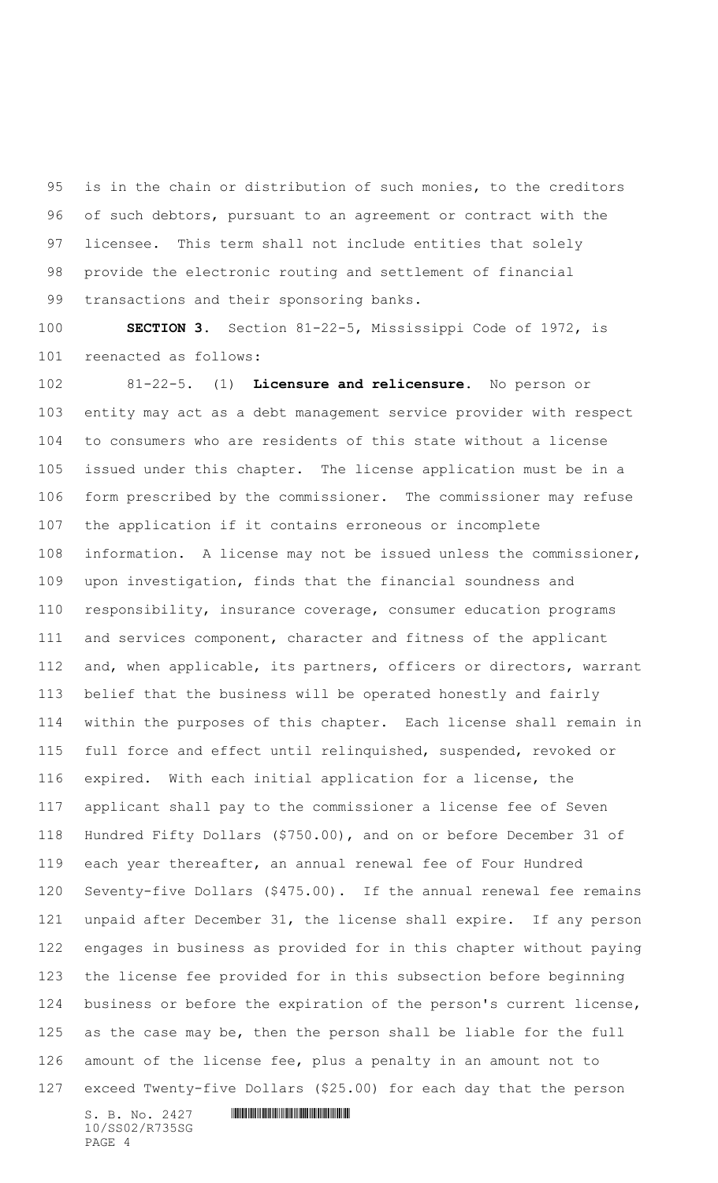is in the chain or distribution of such monies, to the creditors of such debtors, pursuant to an agreement or contract with the licensee. This term shall not include entities that solely provide the electronic routing and settlement of financial transactions and their sponsoring banks.

**SECTION 3.** Section 81-22-5, Mississippi Code of 1972, is reenacted as follows:

81-22-5. (1) **Licensure and relicensure.** No person or entity may act as a debt management service provider with respect to consumers who are residents of this state without a license issued under this chapter. The license application must be in a form prescribed by the commissioner. The commissioner may refuse the application if it contains erroneous or incomplete information. A license may not be issued unless the commissioner, upon investigation, finds that the financial soundness and responsibility, insurance coverage, consumer education programs and services component, character and fitness of the applicant and, when applicable, its partners, officers or directors, warrant belief that the business will be operated honestly and fairly within the purposes of this chapter. Each license shall remain in full force and effect until relinquished, suspended, revoked or expired. With each initial application for a license, the applicant shall pay to the commissioner a license fee of Seven Hundred Fifty Dollars ($750.00), and on or before December 31 of each year thereafter, an annual renewal fee of Four Hundred Seventy-five Dollars ($475.00). If the annual renewal fee remains unpaid after December 31, the license shall expire. If any person engages in business as provided for in this chapter without paying the license fee provided for in this subsection before beginning business or before the expiration of the person's current license, as the case may be, then the person shall be liable for the full amount of the license fee, plus a penalty in an amount not to exceed Twenty-five Dollars ($25.00) for each day that the person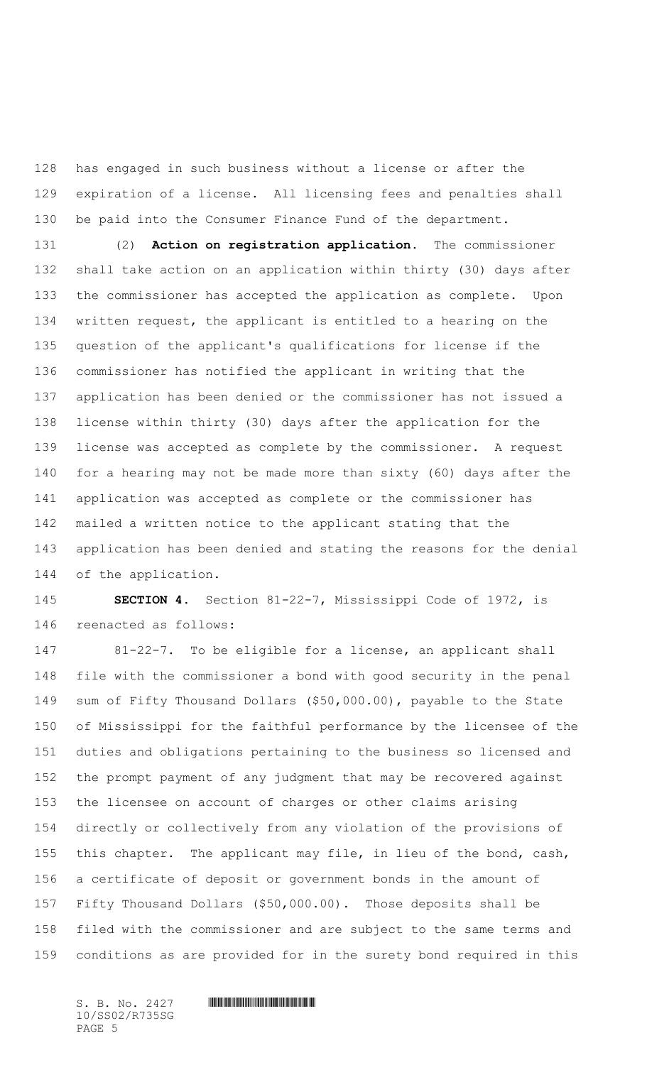has engaged in such business without a license or after the expiration of a license. All licensing fees and penalties shall be paid into the Consumer Finance Fund of the department.

(2) **Action on registration application.** The commissioner shall take action on an application within thirty (30) days after the commissioner has accepted the application as complete. Upon written request, the applicant is entitled to a hearing on the question of the applicant's qualifications for license if the commissioner has notified the applicant in writing that the application has been denied or the commissioner has not issued a license within thirty (30) days after the application for the license was accepted as complete by the commissioner. A request for a hearing may not be made more than sixty (60) days after the application was accepted as complete or the commissioner has mailed a written notice to the applicant stating that the application has been denied and stating the reasons for the denial of the application.

**SECTION 4.** Section 81-22-7, Mississippi Code of 1972, is reenacted as follows:

81-22-7. To be eligible for a license, an applicant shall file with the commissioner a bond with good security in the penal sum of Fifty Thousand Dollars ($50,000.00), payable to the State of Mississippi for the faithful performance by the licensee of the duties and obligations pertaining to the business so licensed and the prompt payment of any judgment that may be recovered against the licensee on account of charges or other claims arising directly or collectively from any violation of the provisions of this chapter. The applicant may file, in lieu of the bond, cash, a certificate of deposit or government bonds in the amount of Fifty Thousand Dollars ($50,000.00). Those deposits shall be filed with the commissioner and are subject to the same terms and conditions as are provided for in the surety bond required in this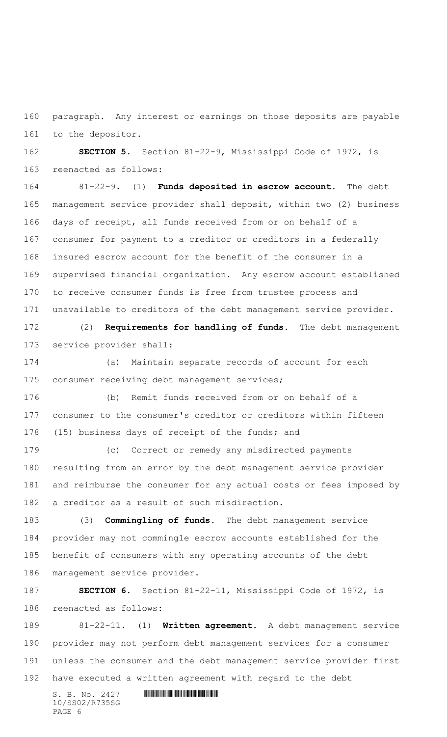paragraph. Any interest or earnings on those deposits are payable to the depositor.

**SECTION 5.** Section 81-22-9, Mississippi Code of 1972, is reenacted as follows:

81-22-9. (1) **Funds deposited in escrow account.** The debt management service provider shall deposit, within two (2) business days of receipt, all funds received from or on behalf of a consumer for payment to a creditor or creditors in a federally insured escrow account for the benefit of the consumer in a supervised financial organization. Any escrow account established to receive consumer funds is free from trustee process and unavailable to creditors of the debt management service provider.

(2) **Requirements for handling of funds.** The debt management service provider shall:

(a) Maintain separate records of account for each consumer receiving debt management services;

(b) Remit funds received from or on behalf of a consumer to the consumer's creditor or creditors within fifteen (15) business days of receipt of the funds; and

(c) Correct or remedy any misdirected payments resulting from an error by the debt management service provider and reimburse the consumer for any actual costs or fees imposed by a creditor as a result of such misdirection.

(3) **Commingling of funds.** The debt management service provider may not commingle escrow accounts established for the benefit of consumers with any operating accounts of the debt management service provider.

**SECTION 6.** Section 81-22-11, Mississippi Code of 1972, is reenacted as follows:

81-22-11. (1) **Written agreement.** A debt management service provider may not perform debt management services for a consumer unless the consumer and the debt management service provider first have executed a written agreement with regard to the debt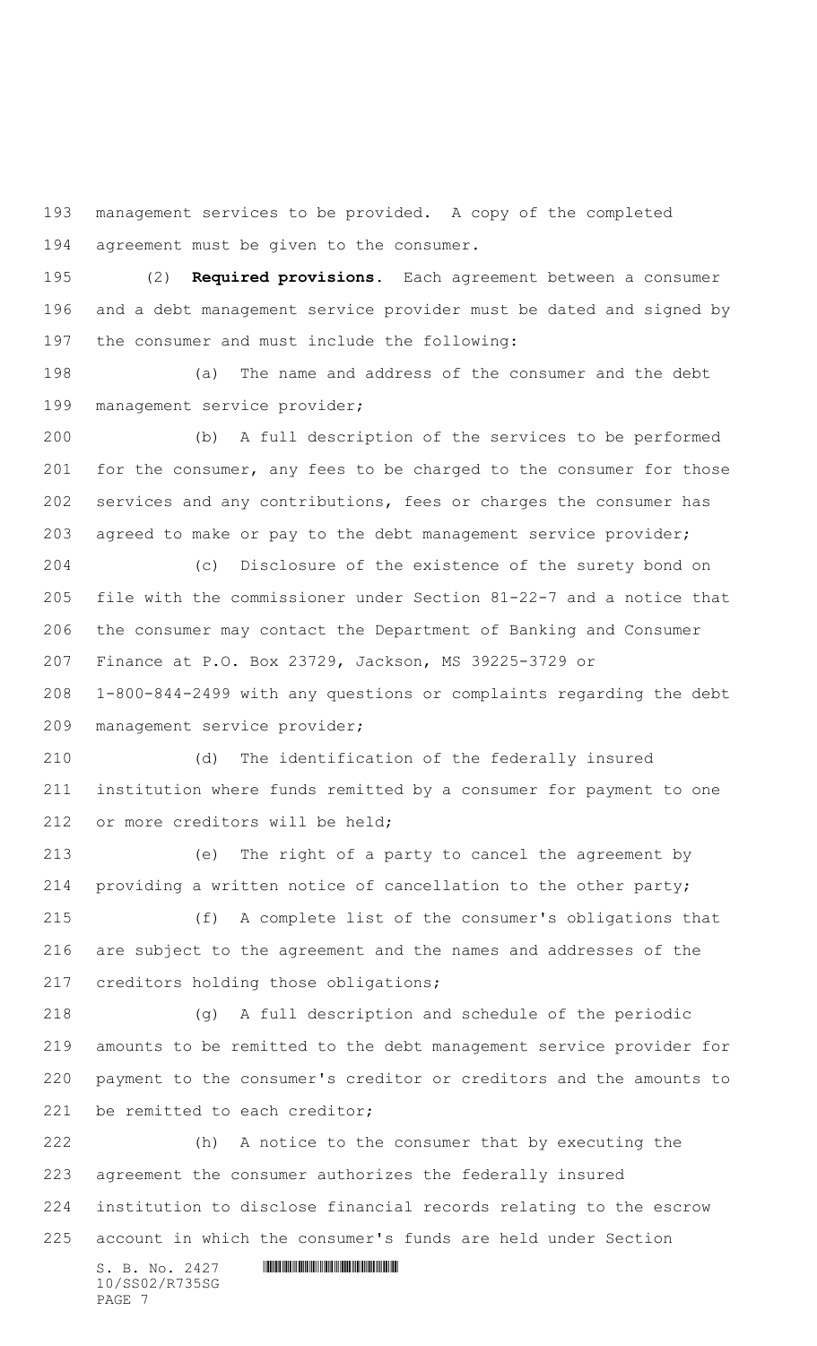management services to be provided. A copy of the completed agreement must be given to the consumer.

(2) **Required provisions.** Each agreement between a consumer and a debt management service provider must be dated and signed by the consumer and must include the following:

(a) The name and address of the consumer and the debt management service provider;

(b) A full description of the services to be performed for the consumer, any fees to be charged to the consumer for those services and any contributions, fees or charges the consumer has agreed to make or pay to the debt management service provider;

(c) Disclosure of the existence of the surety bond on file with the commissioner under Section 81-22-7 and a notice that the consumer may contact the Department of Banking and Consumer Finance at P.O. Box 23729, Jackson, MS 39225-3729 or 1-800-844-2499 with any questions or complaints regarding the debt management service provider;

(d) The identification of the federally insured institution where funds remitted by a consumer for payment to one or more creditors will be held;

(e) The right of a party to cancel the agreement by providing a written notice of cancellation to the other party;

(f) A complete list of the consumer's obligations that are subject to the agreement and the names and addresses of the creditors holding those obligations;

(g) A full description and schedule of the periodic amounts to be remitted to the debt management service provider for payment to the consumer's creditor or creditors and the amounts to be remitted to each creditor;

(h) A notice to the consumer that by executing the agreement the consumer authorizes the federally insured institution to disclose financial records relating to the escrow account in which the consumer's funds are held under Section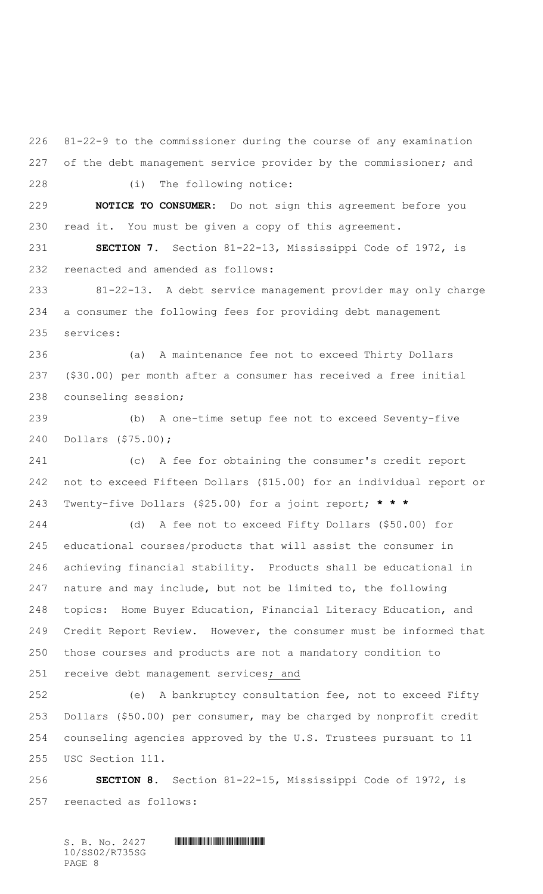81-22-9 to the commissioner during the course of any examination of the debt management service provider by the commissioner; and

(i) The following notice:

**NOTICE TO CONSUMER:** Do not sign this agreement before you read it. You must be given a copy of this agreement.

**SECTION 7.** Section 81-22-13, Mississippi Code of 1972, is reenacted and amended as follows:

81-22-13. A debt service management provider may only charge a consumer the following fees for providing debt management services:

(a) A maintenance fee not to exceed Thirty Dollars ($30.00) per month after a consumer has received a free initial counseling session;

(b) A one-time setup fee not to exceed Seventy-five Dollars ($75.00);

(c) A fee for obtaining the consumer's credit report not to exceed Fifteen Dollars ($15.00) for an individual report or Twenty-five Dollars ($25.00) for a joint report; *** * ***

(d) A fee not to exceed Fifty Dollars ($50.00) for educational courses/products that will assist the consumer in achieving financial stability. Products shall be educational in nature and may include, but not be limited to, the following topics: Home Buyer Education, Financial Literacy Education, and Credit Report Review. However, the consumer must be informed that those courses and products are not a mandatory condition to receive debt management services<u>; and</u>

<u>(e) A bankruptcy consultation fee, not to exceed Fifty Dollars ($50.00) per consumer, may be charged by nonprofit credit counseling agencies approved by the U.S. Trustees pursuant to 11 USC Section 111.</u>

**SECTION 8.** Section 81-22-15, Mississippi Code of 1972, is reenacted as follows: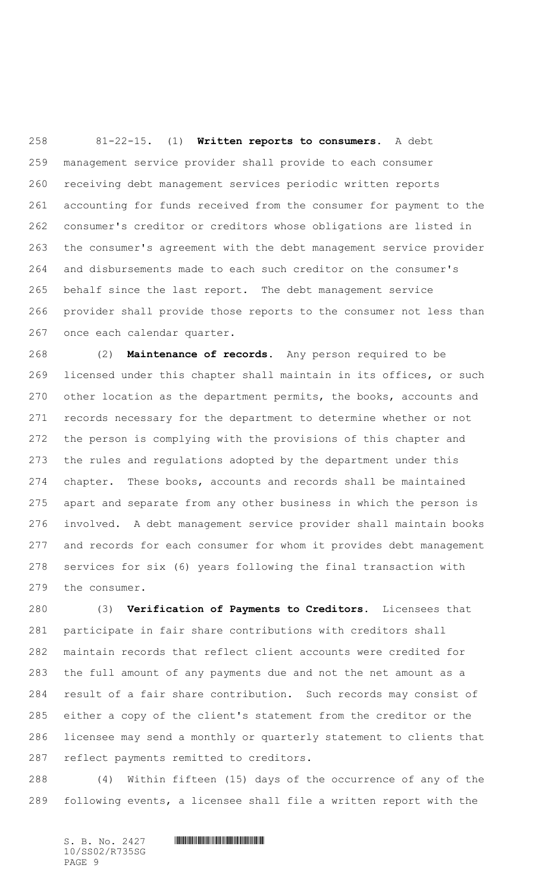81-22-15. (1) **Written reports to consumers.** A debt management service provider shall provide to each consumer receiving debt management services periodic written reports accounting for funds received from the consumer for payment to the consumer's creditor or creditors whose obligations are listed in the consumer's agreement with the debt management service provider and disbursements made to each such creditor on the consumer's behalf since the last report. The debt management service provider shall provide those reports to the consumer not less than once each calendar quarter.

(2) **Maintenance of records.** Any person required to be licensed under this chapter shall maintain in its offices, or such other location as the department permits, the books, accounts and records necessary for the department to determine whether or not the person is complying with the provisions of this chapter and the rules and regulations adopted by the department under this chapter. These books, accounts and records shall be maintained apart and separate from any other business in which the person is involved. A debt management service provider shall maintain books and records for each consumer for whom it provides debt management services for six (6) years following the final transaction with the consumer.

(3) **Verification of Payments to Creditors.** Licensees that participate in fair share contributions with creditors shall maintain records that reflect client accounts were credited for the full amount of any payments due and not the net amount as a result of a fair share contribution. Such records may consist of either a copy of the client's statement from the creditor or the licensee may send a monthly or quarterly statement to clients that reflect payments remitted to creditors.

(4) Within fifteen (15) days of the occurrence of any of the following events, a licensee shall file a written report with the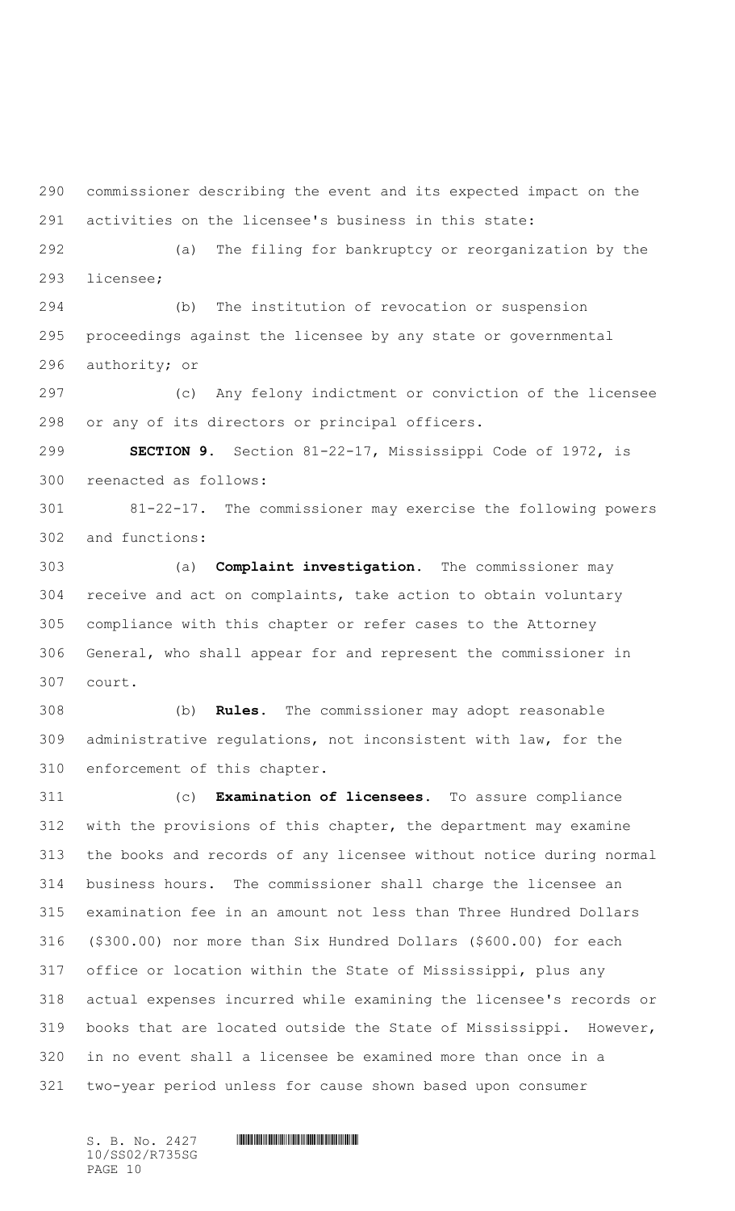commissioner describing the event and its expected impact on the activities on the licensee's business in this state:

(a) The filing for bankruptcy or reorganization by the licensee;

(b) The institution of revocation or suspension proceedings against the licensee by any state or governmental authority; or

(c) Any felony indictment or conviction of the licensee or any of its directors or principal officers.

**SECTION 9.** Section 81-22-17, Mississippi Code of 1972, is reenacted as follows:

81-22-17. The commissioner may exercise the following powers and functions:

(a) **Complaint investigation.** The commissioner may receive and act on complaints, take action to obtain voluntary compliance with this chapter or refer cases to the Attorney General, who shall appear for and represent the commissioner in court.

(b) **Rules.** The commissioner may adopt reasonable administrative regulations, not inconsistent with law, for the enforcement of this chapter.

(c) **Examination of licensees.** To assure compliance with the provisions of this chapter, the department may examine the books and records of any licensee without notice during normal business hours. The commissioner shall charge the licensee an examination fee in an amount not less than Three Hundred Dollars ($300.00) nor more than Six Hundred Dollars ($600.00) for each office or location within the State of Mississippi, plus any actual expenses incurred while examining the licensee's records or books that are located outside the State of Mississippi. However, in no event shall a licensee be examined more than once in a two-year period unless for cause shown based upon consumer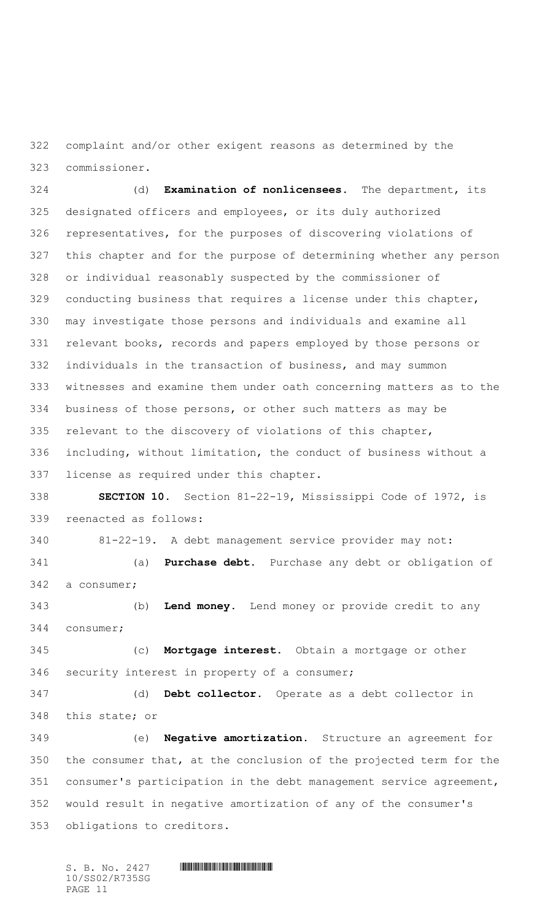complaint and/or other exigent reasons as determined by the commissioner.

(d) **Examination of nonlicensees.** The department, its designated officers and employees, or its duly authorized representatives, for the purposes of discovering violations of this chapter and for the purpose of determining whether any person or individual reasonably suspected by the commissioner of conducting business that requires a license under this chapter, may investigate those persons and individuals and examine all relevant books, records and papers employed by those persons or individuals in the transaction of business, and may summon witnesses and examine them under oath concerning matters as to the business of those persons, or other such matters as may be relevant to the discovery of violations of this chapter, including, without limitation, the conduct of business without a license as required under this chapter.

**SECTION 10.** Section 81-22-19, Mississippi Code of 1972, is reenacted as follows:

81-22-19. A debt management service provider may not:

(a) **Purchase debt.** Purchase any debt or obligation of a consumer;

(b) **Lend money.** Lend money or provide credit to any consumer;

(c) **Mortgage interest.** Obtain a mortgage or other security interest in property of a consumer;

(d) **Debt collector.** Operate as a debt collector in this state; or

(e) **Negative amortization.** Structure an agreement for the consumer that, at the conclusion of the projected term for the consumer's participation in the debt management service agreement, would result in negative amortization of any of the consumer's obligations to creditors.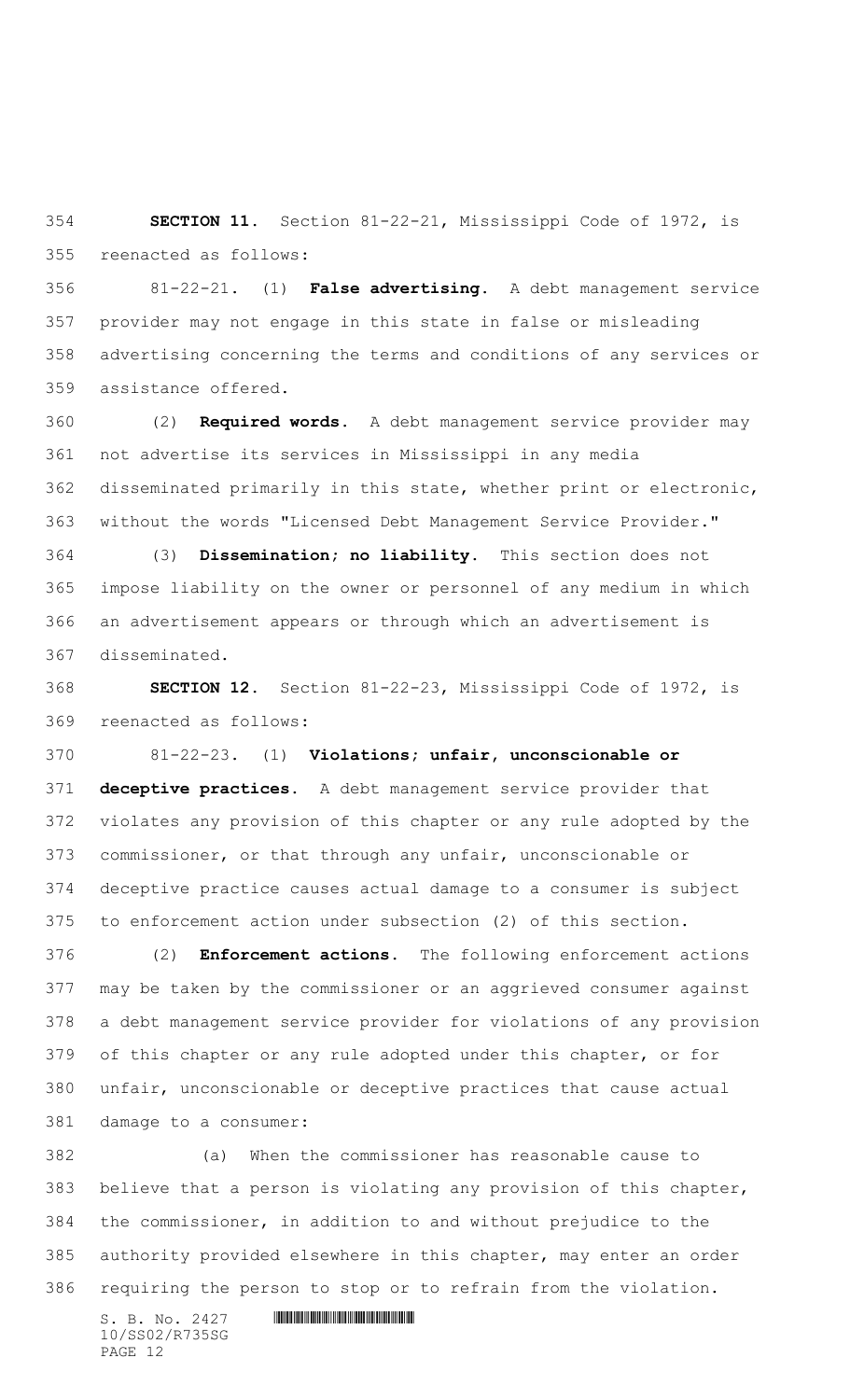**SECTION 11.** Section 81-22-21, Mississippi Code of 1972, is reenacted as follows:

81-22-21. (1) **False advertising.** A debt management service provider may not engage in this state in false or misleading advertising concerning the terms and conditions of any services or assistance offered.

(2) **Required words.** A debt management service provider may not advertise its services in Mississippi in any media disseminated primarily in this state, whether print or electronic, without the words "Licensed Debt Management Service Provider."

(3) **Dissemination; no liability.** This section does not impose liability on the owner or personnel of any medium in which an advertisement appears or through which an advertisement is disseminated.

**SECTION 12.** Section 81-22-23, Mississippi Code of 1972, is reenacted as follows:

81-22-23. (1) **Violations; unfair, unconscionable or deceptive practices.** A debt management service provider that violates any provision of this chapter or any rule adopted by the commissioner, or that through any unfair, unconscionable or deceptive practice causes actual damage to a consumer is subject to enforcement action under subsection (2) of this section.

(2) **Enforcement actions.** The following enforcement actions may be taken by the commissioner or an aggrieved consumer against a debt management service provider for violations of any provision of this chapter or any rule adopted under this chapter, or for unfair, unconscionable or deceptive practices that cause actual damage to a consumer:

(a) When the commissioner has reasonable cause to believe that a person is violating any provision of this chapter, the commissioner, in addition to and without prejudice to the authority provided elsewhere in this chapter, may enter an order requiring the person to stop or to refrain from the violation.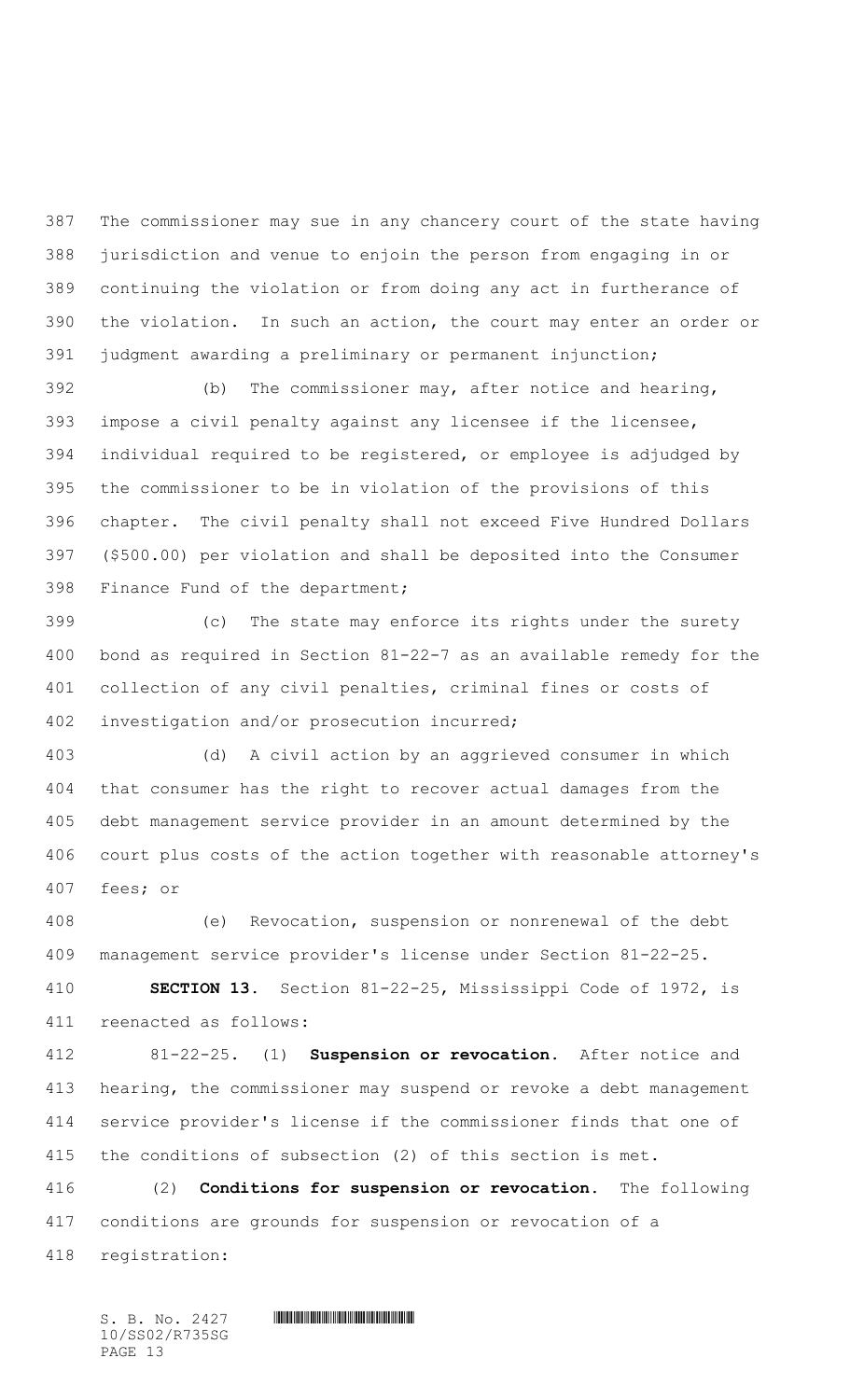The commissioner may sue in any chancery court of the state having jurisdiction and venue to enjoin the person from engaging in or continuing the violation or from doing any act in furtherance of the violation. In such an action, the court may enter an order or judgment awarding a preliminary or permanent injunction;

(b) The commissioner may, after notice and hearing, impose a civil penalty against any licensee if the licensee, individual required to be registered, or employee is adjudged by the commissioner to be in violation of the provisions of this chapter. The civil penalty shall not exceed Five Hundred Dollars ($500.00) per violation and shall be deposited into the Consumer Finance Fund of the department;

(c) The state may enforce its rights under the surety bond as required in Section 81-22-7 as an available remedy for the collection of any civil penalties, criminal fines or costs of investigation and/or prosecution incurred;

(d) A civil action by an aggrieved consumer in which that consumer has the right to recover actual damages from the debt management service provider in an amount determined by the court plus costs of the action together with reasonable attorney's fees; or

(e) Revocation, suspension or nonrenewal of the debt management service provider's license under Section 81-22-25.

**SECTION 13.** Section 81-22-25, Mississippi Code of 1972, is reenacted as follows:

81-22-25. (1) **Suspension or revocation.** After notice and hearing, the commissioner may suspend or revoke a debt management service provider's license if the commissioner finds that one of the conditions of subsection (2) of this section is met.

(2) **Conditions for suspension or revocation.** The following conditions are grounds for suspension or revocation of a registration: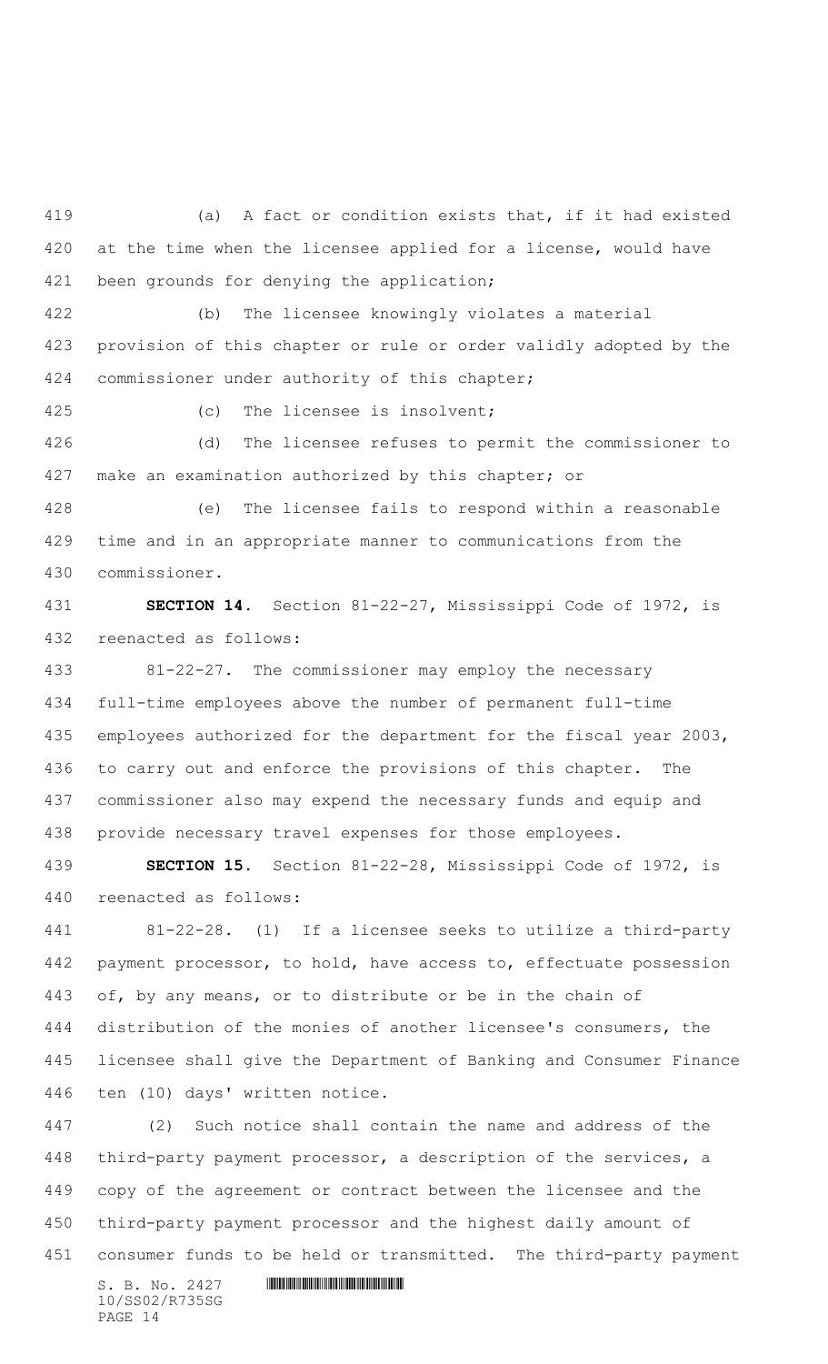(a) A fact or condition exists that, if it had existed at the time when the licensee applied for a license, would have been grounds for denying the application;

(b) The licensee knowingly violates a material provision of this chapter or rule or order validly adopted by the commissioner under authority of this chapter;

(c) The licensee is insolvent;

(d) The licensee refuses to permit the commissioner to make an examination authorized by this chapter; or

(e) The licensee fails to respond within a reasonable time and in an appropriate manner to communications from the commissioner.

**SECTION 14.** Section 81-22-27, Mississippi Code of 1972, is reenacted as follows:

81-22-27. The commissioner may employ the necessary full-time employees above the number of permanent full-time employees authorized for the department for the fiscal year 2003, to carry out and enforce the provisions of this chapter. The commissioner also may expend the necessary funds and equip and provide necessary travel expenses for those employees.

**SECTION 15.** Section 81-22-28, Mississippi Code of 1972, is reenacted as follows:

81-22-28. (1) If a licensee seeks to utilize a third-party payment processor, to hold, have access to, effectuate possession of, by any means, or to distribute or be in the chain of distribution of the monies of another licensee's consumers, the licensee shall give the Department of Banking and Consumer Finance ten (10) days' written notice.

(2) Such notice shall contain the name and address of the third-party payment processor, a description of the services, a copy of the agreement or contract between the licensee and the third-party payment processor and the highest daily amount of consumer funds to be held or transmitted. The third-party payment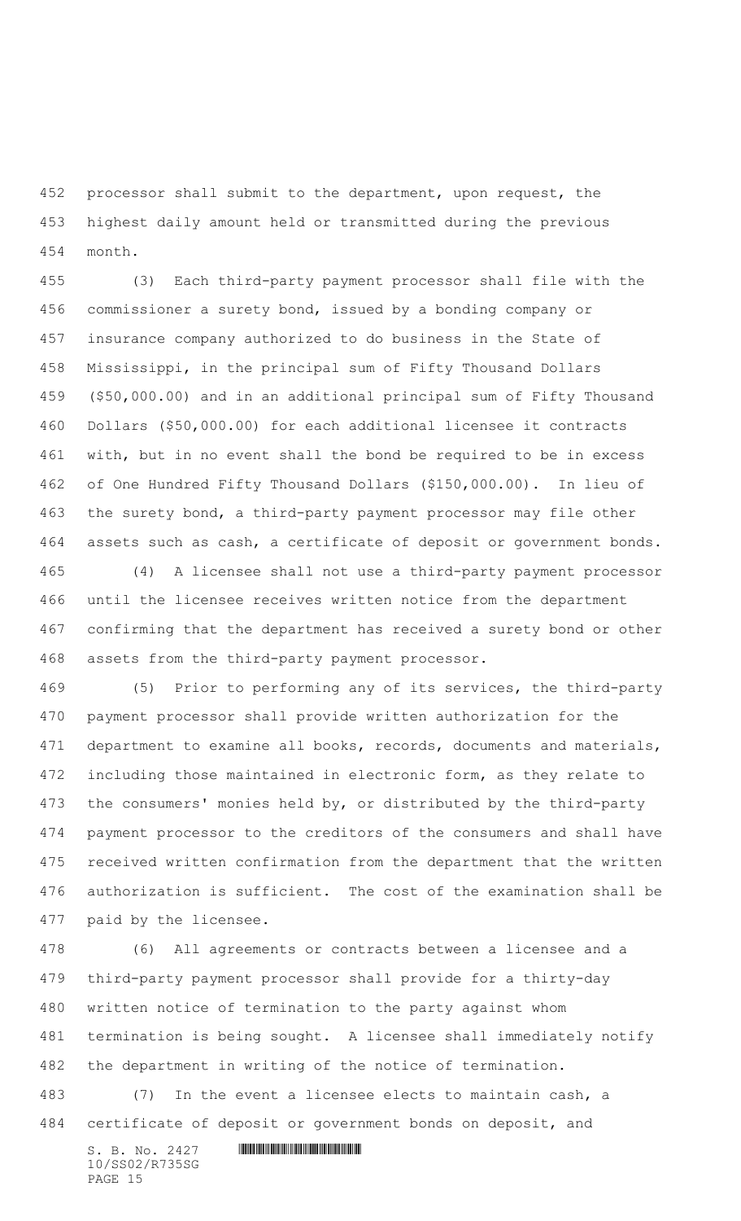processor shall submit to the department, upon request, the highest daily amount held or transmitted during the previous month.

(3) Each third-party payment processor shall file with the commissioner a surety bond, issued by a bonding company or insurance company authorized to do business in the State of Mississippi, in the principal sum of Fifty Thousand Dollars ($50,000.00) and in an additional principal sum of Fifty Thousand Dollars ($50,000.00) for each additional licensee it contracts with, but in no event shall the bond be required to be in excess of One Hundred Fifty Thousand Dollars ($150,000.00). In lieu of the surety bond, a third-party payment processor may file other assets such as cash, a certificate of deposit or government bonds.

(4) A licensee shall not use a third-party payment processor until the licensee receives written notice from the department confirming that the department has received a surety bond or other assets from the third-party payment processor.

(5) Prior to performing any of its services, the third-party payment processor shall provide written authorization for the department to examine all books, records, documents and materials, including those maintained in electronic form, as they relate to the consumers' monies held by, or distributed by the third-party payment processor to the creditors of the consumers and shall have received written confirmation from the department that the written authorization is sufficient. The cost of the examination shall be paid by the licensee.

(6) All agreements or contracts between a licensee and a third-party payment processor shall provide for a thirty-day written notice of termination to the party against whom termination is being sought. A licensee shall immediately notify the department in writing of the notice of termination.

(7) In the event a licensee elects to maintain cash, a certificate of deposit or government bonds on deposit, and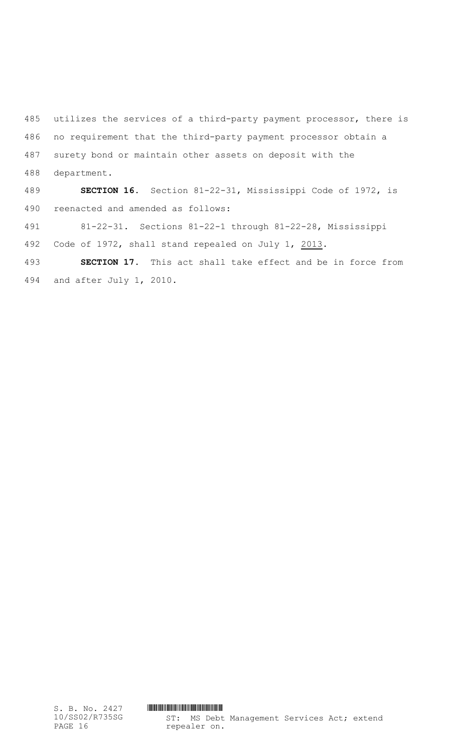utilizes the services of a third-party payment processor, there is no requirement that the third-party payment processor obtain a surety bond or maintain other assets on deposit with the department.

**SECTION 16.** Section 81-22-31, Mississippi Code of 1972, is reenacted and amended as follows:

81-22-31. Sections 81-22-1 through 81-22-28, Mississippi Code of 1972, shall stand repealed on July 1, 2013.

**SECTION 17.** This act shall take effect and be in force from and after July 1, 2010.